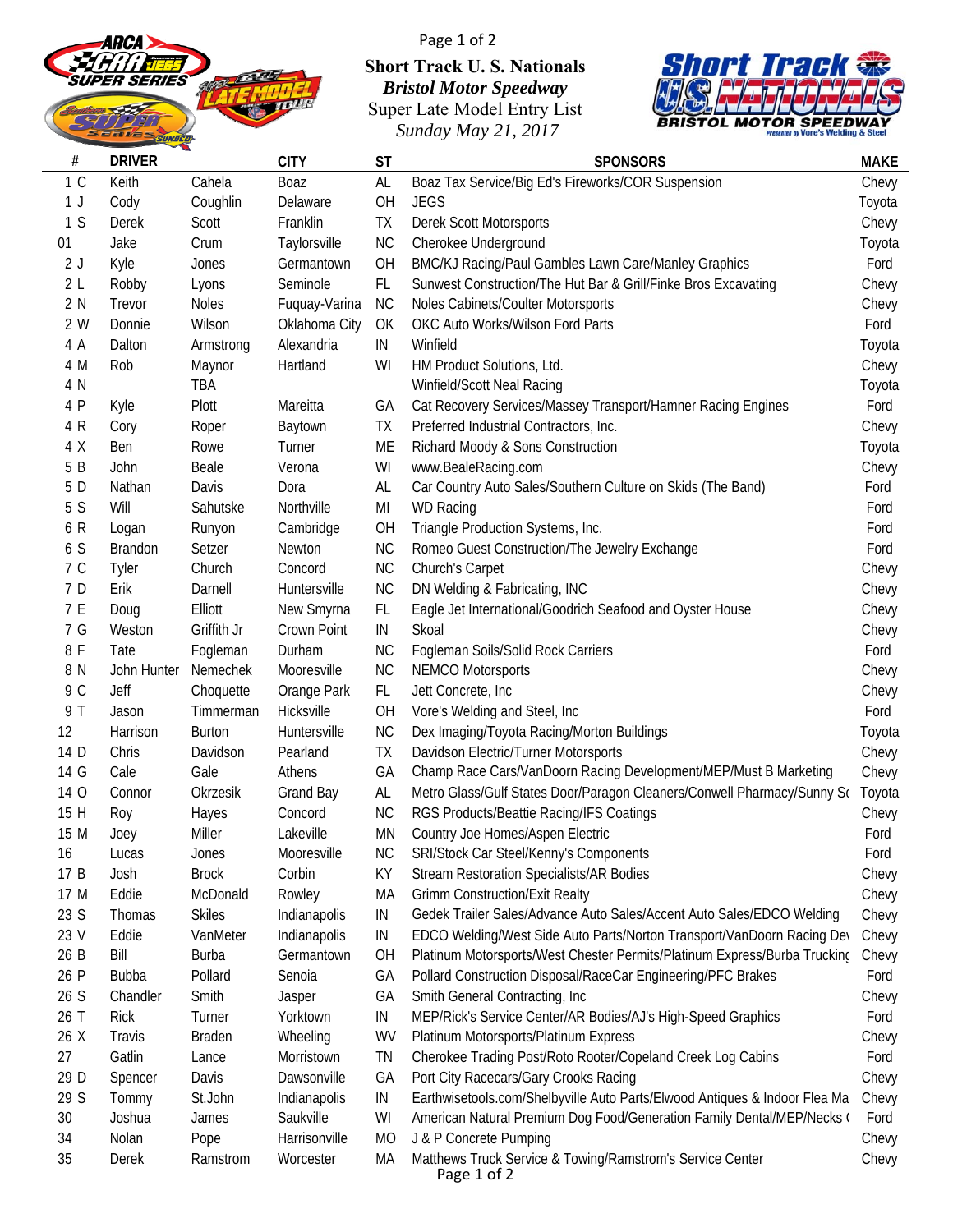**Short Track U. S. Nationals**

***Bristol Motor Speedway***

Super Late Model Entry List

*Sunday May 21, 2017*

| # | DRIVER | | CITY | ST | SPONSORS | MAKE |
|---|---|---|---|---|---|---|
| 1 C | Keith | Cahela | Boaz | AL | Boaz Tax Service/Big Ed's Fireworks/COR Suspension | Chevy |
| 1 J | Cody | Coughlin | Delaware | OH | JEGS | Toyota |
| 1 S | Derek | Scott | Franklin | TX | Derek Scott Motorsports | Chevy |
| 01 | Jake | Crum | Taylorsville | NC | Cherokee Underground | Toyota |
| 2 J | Kyle | Jones | Germantown | OH | BMC/KJ Racing/Paul Gambles Lawn Care/Manley Graphics | Ford |
| 2 L | Robby | Lyons | Seminole | FL | Sunwest Construction/The Hut Bar & Grill/Finke Bros Excavating | Chevy |
| 2 N | Trevor | Noles | Fuquay-Varina | NC | Noles Cabinets/Coulter Motorsports | Chevy |
| 2 W | Donnie | Wilson | Oklahoma City | OK | OKC Auto Works/Wilson Ford Parts | Ford |
| 4 A | Dalton | Armstrong | Alexandria | IN | Winfield | Toyota |
| 4 M | Rob | Maynor | Hartland | WI | HM Product Solutions, Ltd. | Chevy |
| 4 N | | TBA | | | Winfield/Scott Neal Racing | Toyota |
| 4 P | Kyle | Plott | Mareitta | GA | Cat Recovery Services/Massey Transport/Hamner Racing Engines | Ford |
| 4 R | Cory | Roper | Baytown | TX | Preferred Industrial Contractors, Inc. | Chevy |
| 4 X | Ben | Rowe | Turner | ME | Richard Moody & Sons Construction | Toyota |
| 5 B | John | Beale | Verona | WI | www.BealeRacing.com | Chevy |
| 5 D | Nathan | Davis | Dora | AL | Car Country Auto Sales/Southern Culture on Skids (The Band) | Ford |
| 5 S | Will | Sahutske | Northville | MI | WD Racing | Ford |
| 6 R | Logan | Runyon | Cambridge | OH | Triangle Production Systems, Inc. | Ford |
| 6 S | Brandon | Setzer | Newton | NC | Romeo Guest Construction/The Jewelry Exchange | Ford |
| 7 C | Tyler | Church | Concord | NC | Church's Carpet | Chevy |
| 7 D | Erik | Darnell | Huntersville | NC | DN Welding & Fabricating, INC | Chevy |
| 7 E | Doug | Elliott | New Smyrna | FL | Eagle Jet International/Goodrich Seafood and Oyster House | Chevy |
| 7 G | Weston | Griffith Jr | Crown Point | IN | Skoal | Chevy |
| 8 F | Tate | Fogleman | Durham | NC | Fogleman Soils/Solid Rock Carriers | Ford |
| 8 N | John Hunter | Nemechek | Mooresville | NC | NEMCO Motorsports | Chevy |
| 9 C | Jeff | Choquette | Orange Park | FL | Jett Concrete, Inc | Chevy |
| 9 T | Jason | Timmerman | Hicksville | OH | Vore's Welding and Steel, Inc | Ford |
| 12 | Harrison | Burton | Huntersville | NC | Dex Imaging/Toyota Racing/Morton Buildings | Toyota |
| 14 D | Chris | Davidson | Pearland | TX | Davidson Electric/Turner Motorsports | Chevy |
| 14 G | Cale | Gale | Athens | GA | Champ Race Cars/VanDoorn Racing Development/MEP/Must B Marketing | Chevy |
| 14 O | Connor | Okrzesik | Grand Bay | AL | Metro Glass/Gulf States Door/Paragon Cleaners/Conwell Pharmacy/Sunny Sc | Toyota |
| 15 H | Roy | Hayes | Concord | NC | RGS Products/Beattie Racing/IFS Coatings | Chevy |
| 15 M | Joey | Miller | Lakeville | MN | Country Joe Homes/Aspen Electric | Ford |
| 16 | Lucas | Jones | Mooresville | NC | SRI/Stock Car Steel/Kenny's Components | Ford |
| 17 B | Josh | Brock | Corbin | KY | Stream Restoration Specialists/AR Bodies | Chevy |
| 17 M | Eddie | McDonald | Rowley | MA | Grimm Construction/Exit Realty | Chevy |
| 23 S | Thomas | Skiles | Indianapolis | IN | Gedek Trailer Sales/Advance Auto Sales/Accent Auto Sales/EDCO Welding | Chevy |
| 23 V | Eddie | VanMeter | Indianapolis | IN | EDCO Welding/West Side Auto Parts/Norton Transport/VanDoorn Racing Dev | Chevy |
| 26 B | Bill | Burba | Germantown | OH | Platinum Motorsports/West Chester Permits/Platinum Express/Burba Trucking | Chevy |
| 26 P | Bubba | Pollard | Senoia | GA | Pollard Construction Disposal/RaceCar Engineering/PFC Brakes | Ford |
| 26 S | Chandler | Smith | Jasper | GA | Smith General Contracting, Inc | Chevy |
| 26 T | Rick | Turner | Yorktown | IN | MEP/Rick's Service Center/AR Bodies/AJ's High-Speed Graphics | Ford |
| 26 X | Travis | Braden | Wheeling | WV | Platinum Motorsports/Platinum Express | Chevy |
| 27 | Gatlin | Lance | Morristown | TN | Cherokee Trading Post/Roto Rooter/Copeland Creek Log Cabins | Ford |
| 29 D | Spencer | Davis | Dawsonville | GA | Port City Racecars/Gary Crooks Racing | Chevy |
| 29 S | Tommy | St.John | Indianapolis | IN | Earthwisetools.com/Shelbyville Auto Parts/Elwood Antiques & Indoor Flea Ma | Chevy |
| 30 | Joshua | James | Saukville | WI | American Natural Premium Dog Food/Generation Family Dental/MEP/Necks ( | Ford |
| 34 | Nolan | Pope | Harrisonville | MO | J & P Concrete Pumping | Chevy |
| 35 | Derek | Ramstrom | Worcester | MA | Matthews Truck Service & Towing/Ramstrom's Service Center | Chevy |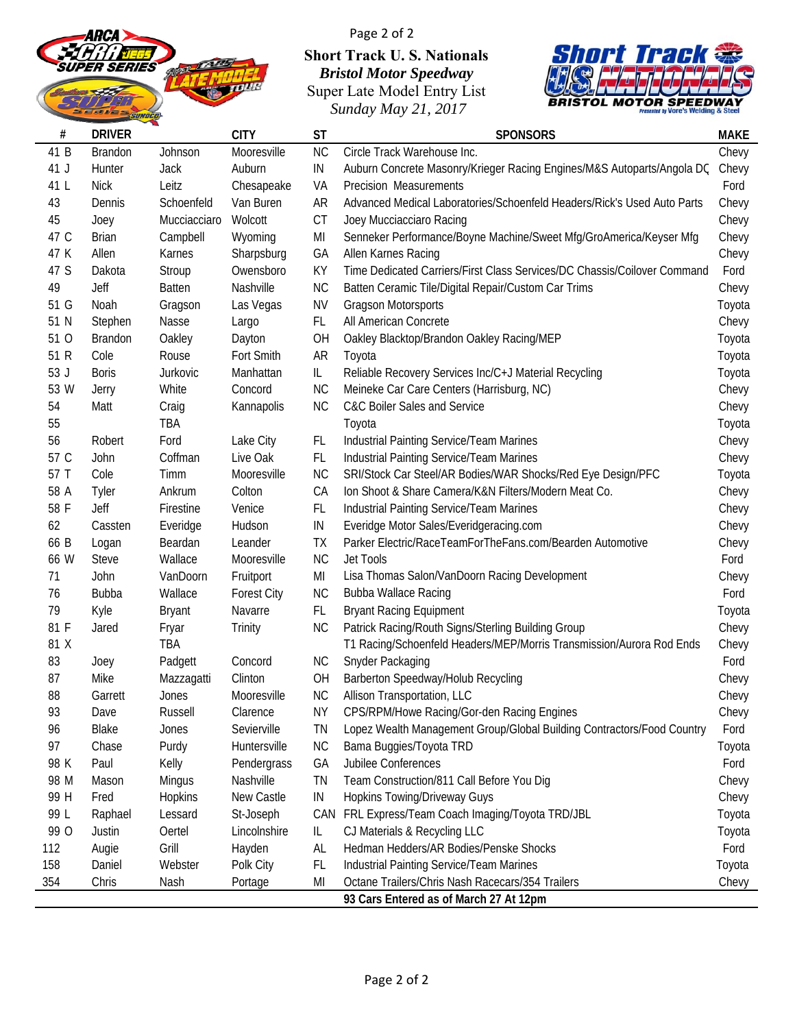**Short Track U. S. Nationals**
*Bristol Motor Speedway*
Super Late Model Entry List
*Sunday May 21, 2017*

| # | DRIVER | | CITY | ST | SPONSORS | MAKE |
|---|---|---|---|---|---|---|
| 41 B | Brandon | Johnson | Mooresville | NC | Circle Track Warehouse Inc. | Chevy |
| 41 J | Hunter | Jack | Auburn | IN | Auburn Concrete Masonry/Krieger Racing Engines/M&S Autoparts/Angola DC | Chevy |
| 41 L | Nick | Leitz | Chesapeake | VA | Precision Measurements | Ford |
| 43 | Dennis | Schoenfeld | Van Buren | AR | Advanced Medical Laboratories/Schoenfeld Headers/Rick's Used Auto Parts | Chevy |
| 45 | Joey | Mucciacciaro | Wolcott | CT | Joey Mucciacciaro Racing | Chevy |
| 47 C | Brian | Campbell | Wyoming | MI | Senneker Performance/Boyne Machine/Sweet Mfg/GroAmerica/Keyser Mfg | Chevy |
| 47 K | Allen | Karnes | Sharpsburg | GA | Allen Karnes Racing | Chevy |
| 47 S | Dakota | Stroup | Owensboro | KY | Time Dedicated Carriers/First Class Services/DC Chassis/Coilover Command | Ford |
| 49 | Jeff | Batten | Nashville | NC | Batten Ceramic Tile/Digital Repair/Custom Car Trims | Chevy |
| 51 G | Noah | Gragson | Las Vegas | NV | Gragson Motorsports | Toyota |
| 51 N | Stephen | Nasse | Largo | FL | All American Concrete | Chevy |
| 51 O | Brandon | Oakley | Dayton | OH | Oakley Blacktop/Brandon Oakley Racing/MEP | Toyota |
| 51 R | Cole | Rouse | Fort Smith | AR | Toyota | Toyota |
| 53 J | Boris | Jurkovic | Manhattan | IL | Reliable Recovery Services Inc/C+J Material Recycling | Toyota |
| 53 W | Jerry | White | Concord | NC | Meineke Car Care Centers (Harrisburg, NC) | Chevy |
| 54 | Matt | Craig | Kannapolis | NC | C&C Boiler Sales and Service | Chevy |
| 55 | | TBA | | | Toyota | Toyota |
| 56 | Robert | Ford | Lake City | FL | Industrial Painting Service/Team Marines | Chevy |
| 57 C | John | Coffman | Live Oak | FL | Industrial Painting Service/Team Marines | Chevy |
| 57 T | Cole | Timm | Mooresville | NC | SRI/Stock Car Steel/AR Bodies/WAR Shocks/Red Eye Design/PFC | Toyota |
| 58 A | Tyler | Ankrum | Colton | CA | Ion Shoot & Share Camera/K&N Filters/Modern Meat Co. | Chevy |
| 58 F | Jeff | Firestine | Venice | FL | Industrial Painting Service/Team Marines | Chevy |
| 62 | Cassten | Everidge | Hudson | IN | Everidge Motor Sales/Everidgeracing.com | Chevy |
| 66 B | Logan | Beardan | Leander | TX | Parker Electric/RaceTeamForTheFans.com/Bearden Automotive | Chevy |
| 66 W | Steve | Wallace | Mooresville | NC | Jet Tools | Ford |
| 71 | John | VanDoorn | Fruitport | MI | Lisa Thomas Salon/VanDoorn Racing Development | Chevy |
| 76 | Bubba | Wallace | Forest City | NC | Bubba Wallace Racing | Ford |
| 79 | Kyle | Bryant | Navarre | FL | Bryant Racing Equipment | Toyota |
| 81 F | Jared | Fryar | Trinity | NC | Patrick Racing/Routh Signs/Sterling Building Group | Chevy |
| 81 X | | TBA | | | T1 Racing/Schoenfeld Headers/MEP/Morris Transmission/Aurora Rod Ends | Chevy |
| 83 | Joey | Padgett | Concord | NC | Snyder Packaging | Ford |
| 87 | Mike | Mazzagatti | Clinton | OH | Barberton Speedway/Holub Recycling | Chevy |
| 88 | Garrett | Jones | Mooresville | NC | Allison Transportation, LLC | Chevy |
| 93 | Dave | Russell | Clarence | NY | CPS/RPM/Howe Racing/Gor-den Racing Engines | Chevy |
| 96 | Blake | Jones | Sevierville | TN | Lopez Wealth Management Group/Global Building Contractors/Food Country | Ford |
| 97 | Chase | Purdy | Huntersville | NC | Bama Buggies/Toyota TRD | Toyota |
| 98 K | Paul | Kelly | Pendergrass | GA | Jubilee Conferences | Ford |
| 98 M | Mason | Mingus | Nashville | TN | Team Construction/811 Call Before You Dig | Chevy |
| 99 H | Fred | Hopkins | New Castle | IN | Hopkins Towing/Driveway Guys | Chevy |
| 99 L | Raphael | Lessard | St-Joseph | CAN | FRL Express/Team Coach Imaging/Toyota TRD/JBL | Toyota |
| 99 O | Justin | Oertel | Lincolnshire | IL | CJ Materials & Recycling LLC | Toyota |
| 112 | Augie | Grill | Hayden | AL | Hedman Hedders/AR Bodies/Penske Shocks | Ford |
| 158 | Daniel | Webster | Polk City | FL | Industrial Painting Service/Team Marines | Toyota |
| 354 | Chris | Nash | Portage | MI | Octane Trailers/Chris Nash Racecars/354 Trailers | Chevy |

**93 Cars Entered as of March 27 At 12pm**